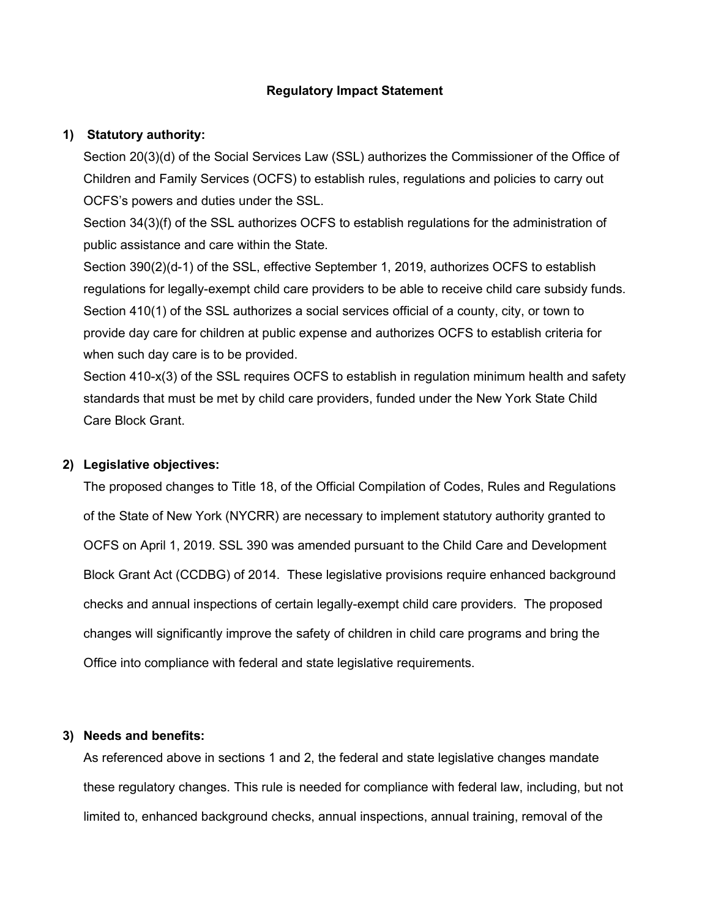**Regulatory Impact Statement**

1) **Statutory authority:**

   Section 20(3)(d) of the Social Services Law (SSL) authorizes the Commissioner of the Office of Children and Family Services (OCFS) to establish rules, regulations and policies to carry out OCFS's powers and duties under the SSL.

   Section 34(3)(f) of the SSL authorizes OCFS to establish regulations for the administration of public assistance and care within the State.

   Section 390(2)(d-1) of the SSL, effective September 1, 2019, authorizes OCFS to establish regulations for legally-exempt child care providers to be able to receive child care subsidy funds.

   Section 410(1) of the SSL authorizes a social services official of a county, city, or town to provide day care for children at public expense and authorizes OCFS to establish criteria for when such day care is to be provided.

   Section 410-x(3) of the SSL requires OCFS to establish in regulation minimum health and safety standards that must be met by child care providers, funded under the New York State Child Care Block Grant.

2) **Legislative objectives:**

   The proposed changes to Title 18, of the Official Compilation of Codes, Rules and Regulations of the State of New York (NYCRR) are necessary to implement statutory authority granted to OCFS on April 1, 2019. SSL 390 was amended pursuant to the Child Care and Development Block Grant Act (CCDBG) of 2014. These legislative provisions require enhanced background checks and annual inspections of certain legally-exempt child care providers. The proposed changes will significantly improve the safety of children in child care programs and bring the Office into compliance with federal and state legislative requirements.

3) **Needs and benefits:**

   As referenced above in sections 1 and 2, the federal and state legislative changes mandate these regulatory changes. This rule is needed for compliance with federal law, including, but not limited to, enhanced background checks, annual inspections, annual training, removal of the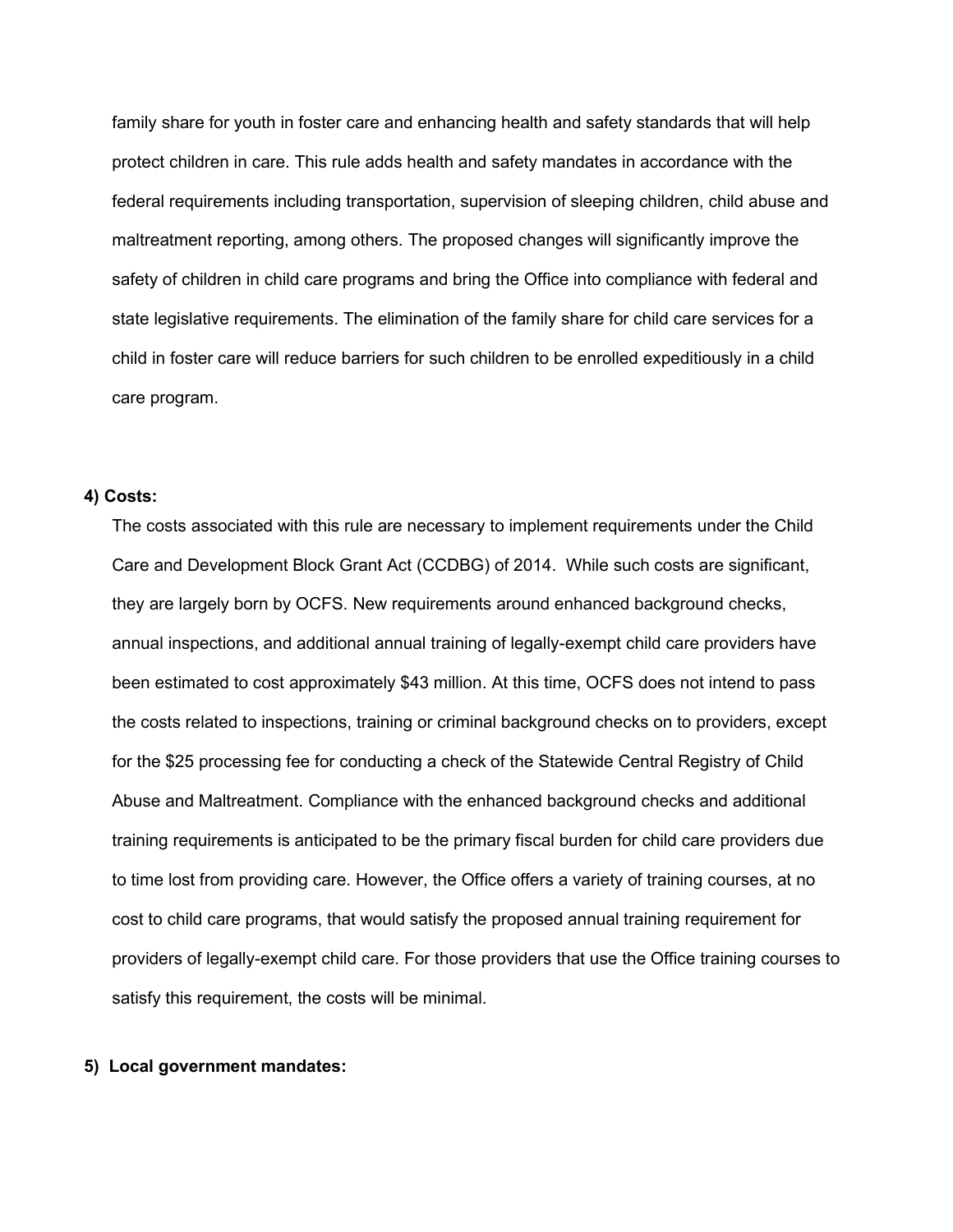family share for youth in foster care and enhancing health and safety standards that will help protect children in care. This rule adds health and safety mandates in accordance with the federal requirements including transportation, supervision of sleeping children, child abuse and maltreatment reporting, among others. The proposed changes will significantly improve the safety of children in child care programs and bring the Office into compliance with federal and state legislative requirements. The elimination of the family share for child care services for a child in foster care will reduce barriers for such children to be enrolled expeditiously in a child care program.

**4) Costs:**

The costs associated with this rule are necessary to implement requirements under the Child Care and Development Block Grant Act (CCDBG) of 2014. While such costs are significant, they are largely born by OCFS. New requirements around enhanced background checks, annual inspections, and additional annual training of legally-exempt child care providers have been estimated to cost approximately $43 million. At this time, OCFS does not intend to pass the costs related to inspections, training or criminal background checks on to providers, except for the $25 processing fee for conducting a check of the Statewide Central Registry of Child Abuse and Maltreatment. Compliance with the enhanced background checks and additional training requirements is anticipated to be the primary fiscal burden for child care providers due to time lost from providing care. However, the Office offers a variety of training courses, at no cost to child care programs, that would satisfy the proposed annual training requirement for providers of legally-exempt child care. For those providers that use the Office training courses to satisfy this requirement, the costs will be minimal.

**5) Local government mandates:**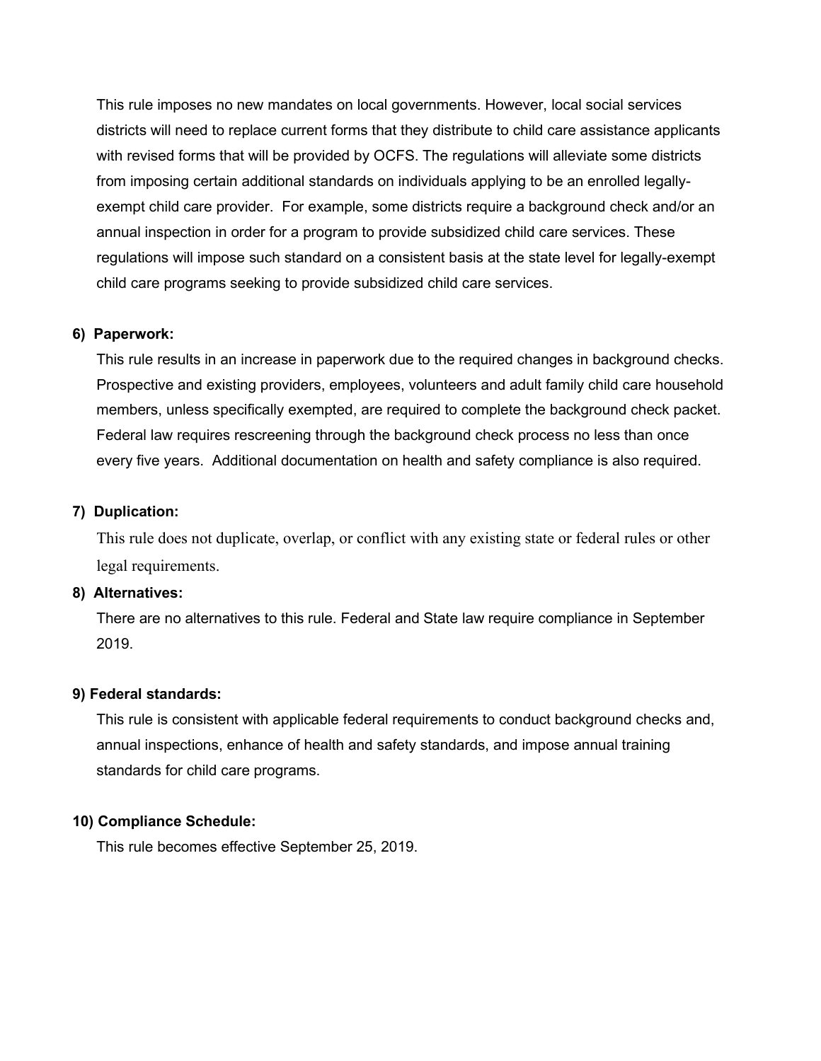This rule imposes no new mandates on local governments. However, local social services districts will need to replace current forms that they distribute to child care assistance applicants with revised forms that will be provided by OCFS. The regulations will alleviate some districts from imposing certain additional standards on individuals applying to be an enrolled legally-exempt child care provider. For example, some districts require a background check and/or an annual inspection in order for a program to provide subsidized child care services. These regulations will impose such standard on a consistent basis at the state level for legally-exempt child care programs seeking to provide subsidized child care services.

**6) Paperwork:**

This rule results in an increase in paperwork due to the required changes in background checks. Prospective and existing providers, employees, volunteers and adult family child care household members, unless specifically exempted, are required to complete the background check packet. Federal law requires rescreening through the background check process no less than once every five years. Additional documentation on health and safety compliance is also required.

**7) Duplication:**

This rule does not duplicate, overlap, or conflict with any existing state or federal rules or other legal requirements.

**8) Alternatives:**

There are no alternatives to this rule. Federal and State law require compliance in September 2019.

**9) Federal standards:**

This rule is consistent with applicable federal requirements to conduct background checks and, annual inspections, enhance of health and safety standards, and impose annual training standards for child care programs.

**10) Compliance Schedule:**

This rule becomes effective September 25, 2019.